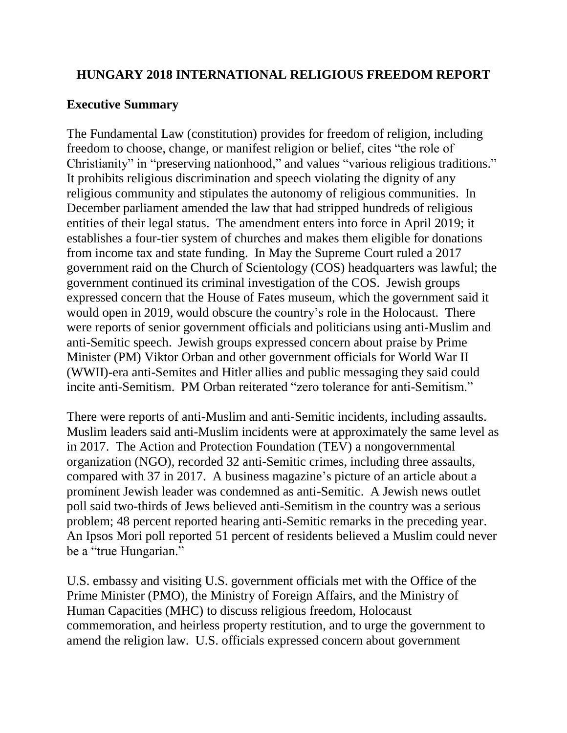# HUNGARY 2018 INTERNATIONAL RELIGIOUS FREEDOM REPORT

## Executive Summary

The Fundamental Law (constitution) provides for freedom of religion, including freedom to choose, change, or manifest religion or belief, cites "the role of Christianity" in "preserving nationhood," and values "various religious traditions." It prohibits religious discrimination and speech violating the dignity of any religious community and stipulates the autonomy of religious communities. In December parliament amended the law that had stripped hundreds of religious entities of their legal status. The amendment enters into force in April 2019; it establishes a four-tier system of churches and makes them eligible for donations from income tax and state funding. In May the Supreme Court ruled a 2017 government raid on the Church of Scientology (COS) headquarters was lawful; the government continued its criminal investigation of the COS. Jewish groups expressed concern that the House of Fates museum, which the government said it would open in 2019, would obscure the country's role in the Holocaust. There were reports of senior government officials and politicians using anti-Muslim and anti-Semitic speech. Jewish groups expressed concern about praise by Prime Minister (PM) Viktor Orban and other government officials for World War II (WWII)-era anti-Semites and Hitler allies and public messaging they said could incite anti-Semitism. PM Orban reiterated "zero tolerance for anti-Semitism."

There were reports of anti-Muslim and anti-Semitic incidents, including assaults. Muslim leaders said anti-Muslim incidents were at approximately the same level as in 2017. The Action and Protection Foundation (TEV) a nongovernmental organization (NGO), recorded 32 anti-Semitic crimes, including three assaults, compared with 37 in 2017. A business magazine's picture of an article about a prominent Jewish leader was condemned as anti-Semitic. A Jewish news outlet poll said two-thirds of Jews believed anti-Semitism in the country was a serious problem; 48 percent reported hearing anti-Semitic remarks in the preceding year. An Ipsos Mori poll reported 51 percent of residents believed a Muslim could never be a "true Hungarian."

U.S. embassy and visiting U.S. government officials met with the Office of the Prime Minister (PMO), the Ministry of Foreign Affairs, and the Ministry of Human Capacities (MHC) to discuss religious freedom, Holocaust commemoration, and heirless property restitution, and to urge the government to amend the religion law. U.S. officials expressed concern about government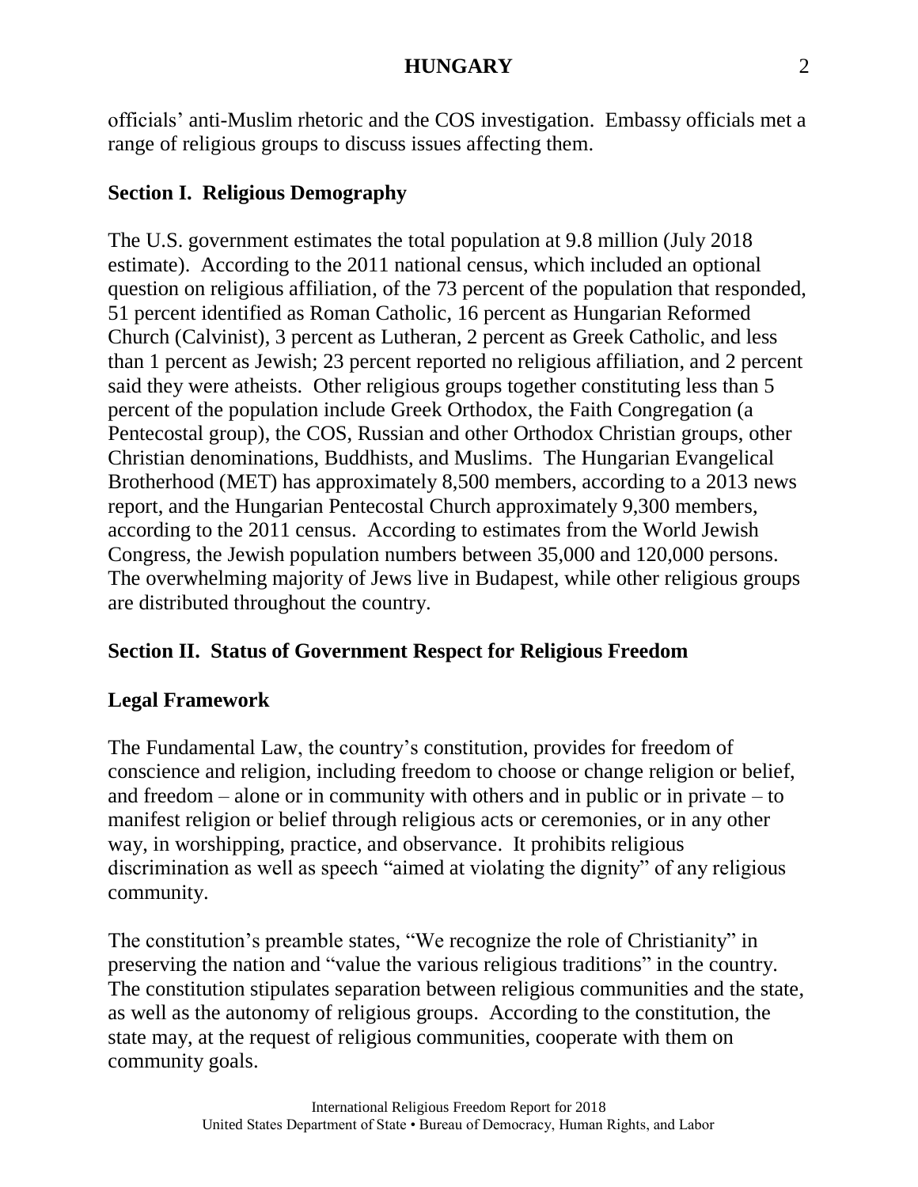officials' anti-Muslim rhetoric and the COS investigation. Embassy officials met a range of religious groups to discuss issues affecting them.

## Section I. Religious Demography

The U.S. government estimates the total population at 9.8 million (July 2018 estimate). According to the 2011 national census, which included an optional question on religious affiliation, of the 73 percent of the population that responded, 51 percent identified as Roman Catholic, 16 percent as Hungarian Reformed Church (Calvinist), 3 percent as Lutheran, 2 percent as Greek Catholic, and less than 1 percent as Jewish; 23 percent reported no religious affiliation, and 2 percent said they were atheists. Other religious groups together constituting less than 5 percent of the population include Greek Orthodox, the Faith Congregation (a Pentecostal group), the COS, Russian and other Orthodox Christian groups, other Christian denominations, Buddhists, and Muslims. The Hungarian Evangelical Brotherhood (MET) has approximately 8,500 members, according to a 2013 news report, and the Hungarian Pentecostal Church approximately 9,300 members, according to the 2011 census. According to estimates from the World Jewish Congress, the Jewish population numbers between 35,000 and 120,000 persons. The overwhelming majority of Jews live in Budapest, while other religious groups are distributed throughout the country.

## Section II. Status of Government Respect for Religious Freedom

### Legal Framework

The Fundamental Law, the country's constitution, provides for freedom of conscience and religion, including freedom to choose or change religion or belief, and freedom – alone or in community with others and in public or in private – to manifest religion or belief through religious acts or ceremonies, or in any other way, in worshipping, practice, and observance. It prohibits religious discrimination as well as speech "aimed at violating the dignity" of any religious community.

The constitution's preamble states, "We recognize the role of Christianity" in preserving the nation and "value the various religious traditions" in the country. The constitution stipulates separation between religious communities and the state, as well as the autonomy of religious groups. According to the constitution, the state may, at the request of religious communities, cooperate with them on community goals.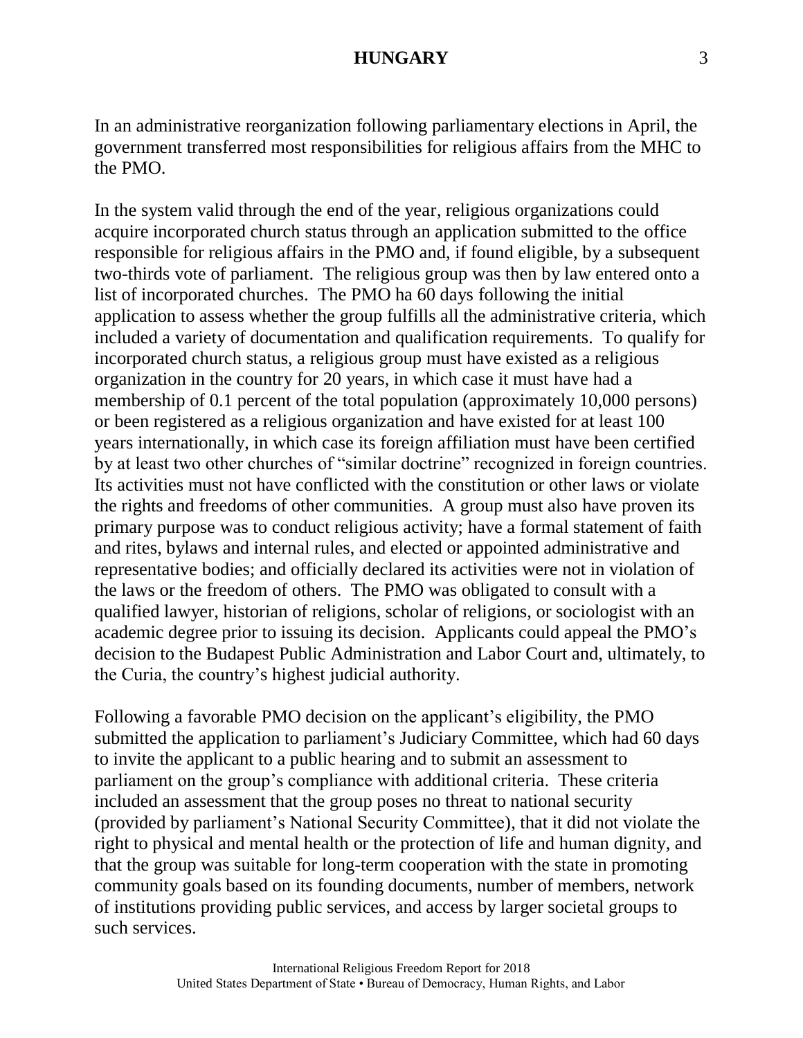In an administrative reorganization following parliamentary elections in April, the government transferred most responsibilities for religious affairs from the MHC to the PMO.

In the system valid through the end of the year, religious organizations could acquire incorporated church status through an application submitted to the office responsible for religious affairs in the PMO and, if found eligible, by a subsequent two-thirds vote of parliament. The religious group was then by law entered onto a list of incorporated churches. The PMO ha 60 days following the initial application to assess whether the group fulfills all the administrative criteria, which included a variety of documentation and qualification requirements. To qualify for incorporated church status, a religious group must have existed as a religious organization in the country for 20 years, in which case it must have had a membership of 0.1 percent of the total population (approximately 10,000 persons) or been registered as a religious organization and have existed for at least 100 years internationally, in which case its foreign affiliation must have been certified by at least two other churches of "similar doctrine" recognized in foreign countries. Its activities must not have conflicted with the constitution or other laws or violate the rights and freedoms of other communities. A group must also have proven its primary purpose was to conduct religious activity; have a formal statement of faith and rites, bylaws and internal rules, and elected or appointed administrative and representative bodies; and officially declared its activities were not in violation of the laws or the freedom of others. The PMO was obligated to consult with a qualified lawyer, historian of religions, scholar of religions, or sociologist with an academic degree prior to issuing its decision. Applicants could appeal the PMO's decision to the Budapest Public Administration and Labor Court and, ultimately, to the Curia, the country's highest judicial authority.

Following a favorable PMO decision on the applicant's eligibility, the PMO submitted the application to parliament's Judiciary Committee, which had 60 days to invite the applicant to a public hearing and to submit an assessment to parliament on the group's compliance with additional criteria. These criteria included an assessment that the group poses no threat to national security (provided by parliament's National Security Committee), that it did not violate the right to physical and mental health or the protection of life and human dignity, and that the group was suitable for long-term cooperation with the state in promoting community goals based on its founding documents, number of members, network of institutions providing public services, and access by larger societal groups to such services.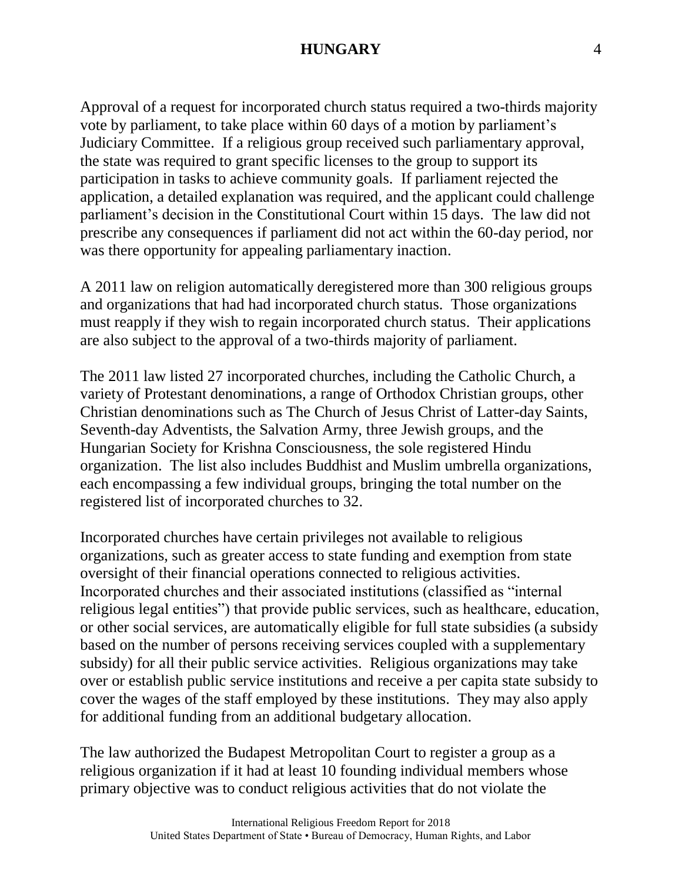Approval of a request for incorporated church status required a two-thirds majority vote by parliament, to take place within 60 days of a motion by parliament's Judiciary Committee. If a religious group received such parliamentary approval, the state was required to grant specific licenses to the group to support its participation in tasks to achieve community goals. If parliament rejected the application, a detailed explanation was required, and the applicant could challenge parliament's decision in the Constitutional Court within 15 days. The law did not prescribe any consequences if parliament did not act within the 60-day period, nor was there opportunity for appealing parliamentary inaction.

A 2011 law on religion automatically deregistered more than 300 religious groups and organizations that had had incorporated church status. Those organizations must reapply if they wish to regain incorporated church status. Their applications are also subject to the approval of a two-thirds majority of parliament.

The 2011 law listed 27 incorporated churches, including the Catholic Church, a variety of Protestant denominations, a range of Orthodox Christian groups, other Christian denominations such as The Church of Jesus Christ of Latter-day Saints, Seventh-day Adventists, the Salvation Army, three Jewish groups, and the Hungarian Society for Krishna Consciousness, the sole registered Hindu organization. The list also includes Buddhist and Muslim umbrella organizations, each encompassing a few individual groups, bringing the total number on the registered list of incorporated churches to 32.

Incorporated churches have certain privileges not available to religious organizations, such as greater access to state funding and exemption from state oversight of their financial operations connected to religious activities. Incorporated churches and their associated institutions (classified as "internal religious legal entities") that provide public services, such as healthcare, education, or other social services, are automatically eligible for full state subsidies (a subsidy based on the number of persons receiving services coupled with a supplementary subsidy) for all their public service activities. Religious organizations may take over or establish public service institutions and receive a per capita state subsidy to cover the wages of the staff employed by these institutions. They may also apply for additional funding from an additional budgetary allocation.

The law authorized the Budapest Metropolitan Court to register a group as a religious organization if it had at least 10 founding individual members whose primary objective was to conduct religious activities that do not violate the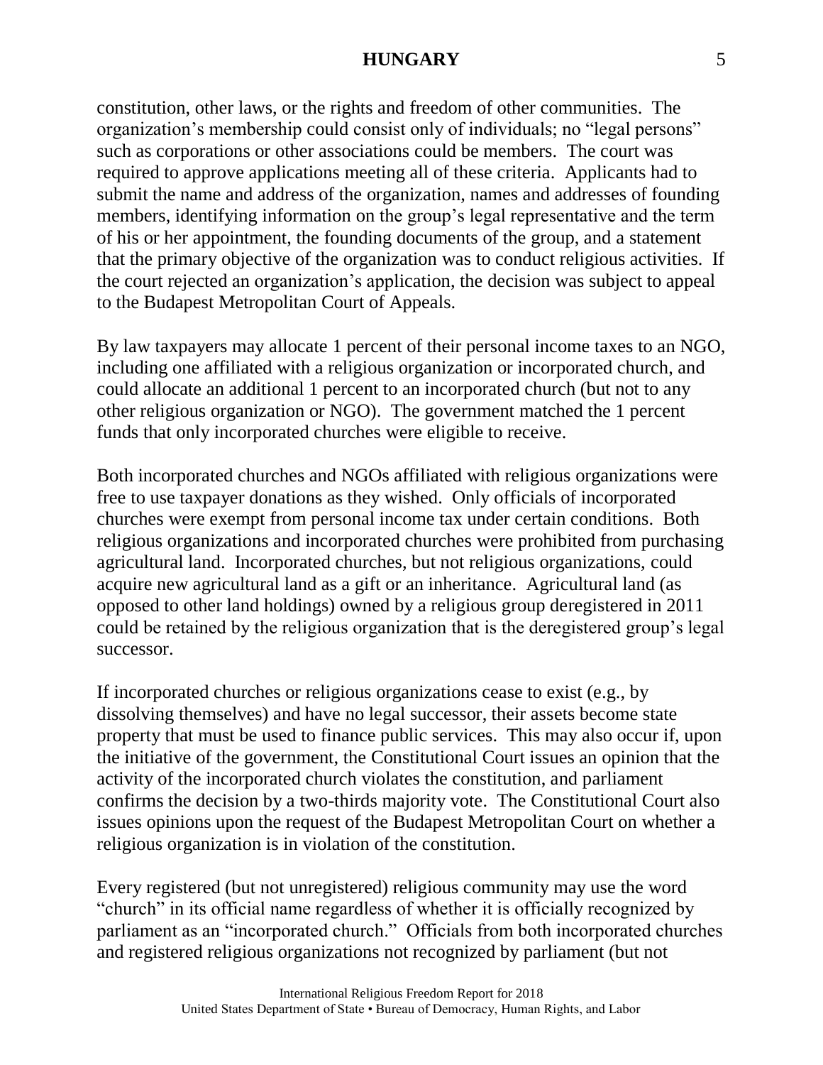constitution, other laws, or the rights and freedom of other communities. The organization's membership could consist only of individuals; no "legal persons" such as corporations or other associations could be members. The court was required to approve applications meeting all of these criteria. Applicants had to submit the name and address of the organization, names and addresses of founding members, identifying information on the group's legal representative and the term of his or her appointment, the founding documents of the group, and a statement that the primary objective of the organization was to conduct religious activities. If the court rejected an organization's application, the decision was subject to appeal to the Budapest Metropolitan Court of Appeals.

By law taxpayers may allocate 1 percent of their personal income taxes to an NGO, including one affiliated with a religious organization or incorporated church, and could allocate an additional 1 percent to an incorporated church (but not to any other religious organization or NGO). The government matched the 1 percent funds that only incorporated churches were eligible to receive.

Both incorporated churches and NGOs affiliated with religious organizations were free to use taxpayer donations as they wished. Only officials of incorporated churches were exempt from personal income tax under certain conditions. Both religious organizations and incorporated churches were prohibited from purchasing agricultural land. Incorporated churches, but not religious organizations, could acquire new agricultural land as a gift or an inheritance. Agricultural land (as opposed to other land holdings) owned by a religious group deregistered in 2011 could be retained by the religious organization that is the deregistered group's legal successor.

If incorporated churches or religious organizations cease to exist (e.g., by dissolving themselves) and have no legal successor, their assets become state property that must be used to finance public services. This may also occur if, upon the initiative of the government, the Constitutional Court issues an opinion that the activity of the incorporated church violates the constitution, and parliament confirms the decision by a two-thirds majority vote. The Constitutional Court also issues opinions upon the request of the Budapest Metropolitan Court on whether a religious organization is in violation of the constitution.

Every registered (but not unregistered) religious community may use the word "church" in its official name regardless of whether it is officially recognized by parliament as an "incorporated church." Officials from both incorporated churches and registered religious organizations not recognized by parliament (but not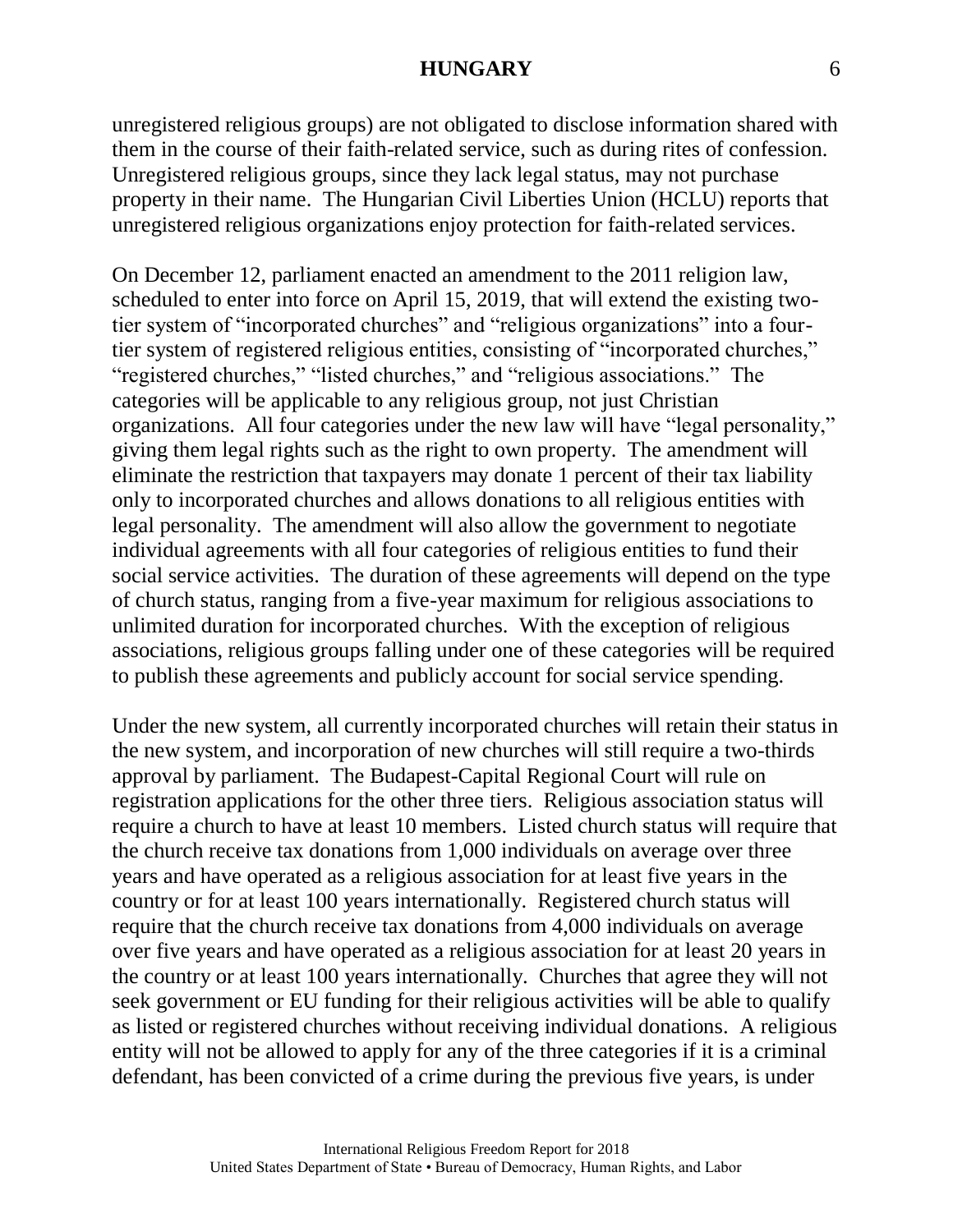unregistered religious groups) are not obligated to disclose information shared with them in the course of their faith-related service, such as during rites of confession. Unregistered religious groups, since they lack legal status, may not purchase property in their name. The Hungarian Civil Liberties Union (HCLU) reports that unregistered religious organizations enjoy protection for faith-related services.

On December 12, parliament enacted an amendment to the 2011 religion law, scheduled to enter into force on April 15, 2019, that will extend the existing two-tier system of "incorporated churches" and "religious organizations" into a four-tier system of registered religious entities, consisting of "incorporated churches," "registered churches," "listed churches," and "religious associations." The categories will be applicable to any religious group, not just Christian organizations. All four categories under the new law will have "legal personality," giving them legal rights such as the right to own property. The amendment will eliminate the restriction that taxpayers may donate 1 percent of their tax liability only to incorporated churches and allows donations to all religious entities with legal personality. The amendment will also allow the government to negotiate individual agreements with all four categories of religious entities to fund their social service activities. The duration of these agreements will depend on the type of church status, ranging from a five-year maximum for religious associations to unlimited duration for incorporated churches. With the exception of religious associations, religious groups falling under one of these categories will be required to publish these agreements and publicly account for social service spending.

Under the new system, all currently incorporated churches will retain their status in the new system, and incorporation of new churches will still require a two-thirds approval by parliament. The Budapest-Capital Regional Court will rule on registration applications for the other three tiers. Religious association status will require a church to have at least 10 members. Listed church status will require that the church receive tax donations from 1,000 individuals on average over three years and have operated as a religious association for at least five years in the country or for at least 100 years internationally. Registered church status will require that the church receive tax donations from 4,000 individuals on average over five years and have operated as a religious association for at least 20 years in the country or at least 100 years internationally. Churches that agree they will not seek government or EU funding for their religious activities will be able to qualify as listed or registered churches without receiving individual donations. A religious entity will not be allowed to apply for any of the three categories if it is a criminal defendant, has been convicted of a crime during the previous five years, is under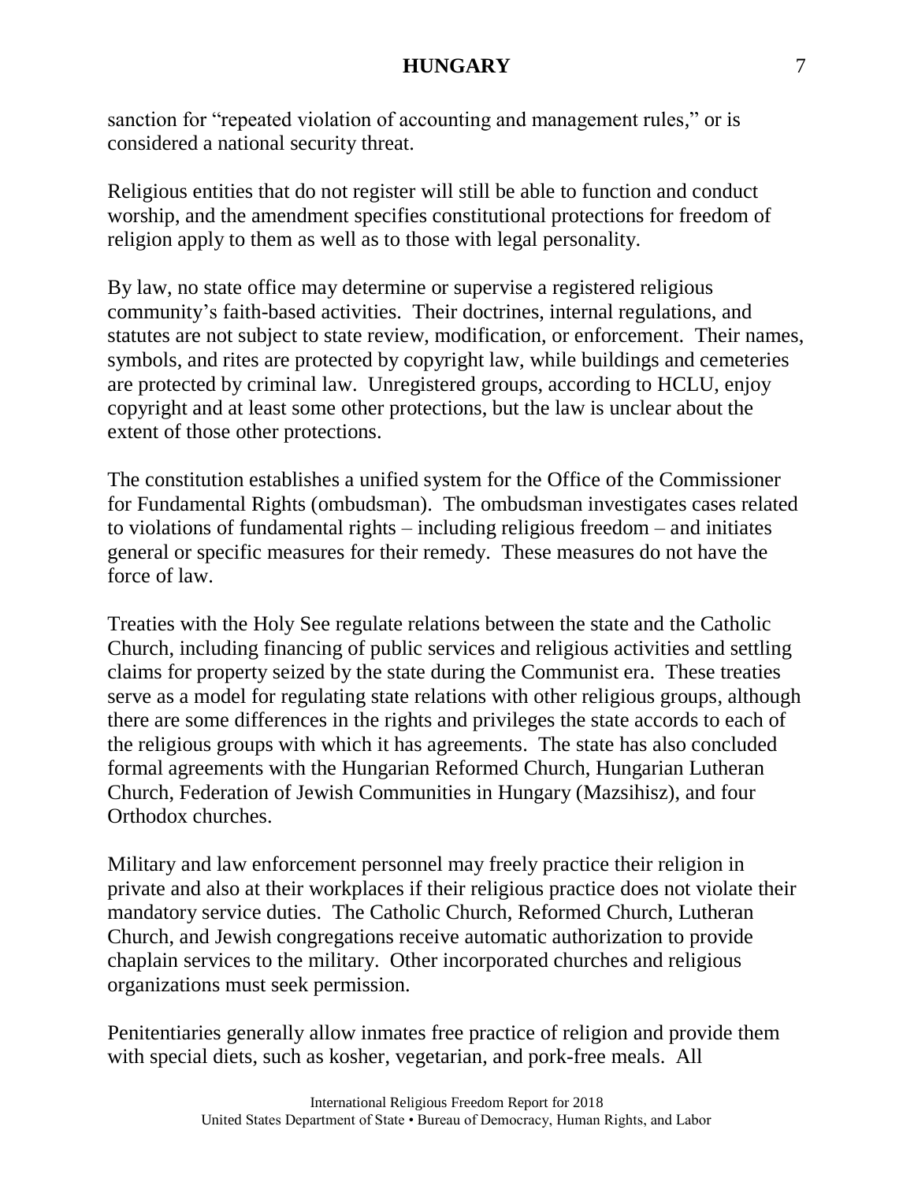sanction for "repeated violation of accounting and management rules," or is considered a national security threat.

Religious entities that do not register will still be able to function and conduct worship, and the amendment specifies constitutional protections for freedom of religion apply to them as well as to those with legal personality.

By law, no state office may determine or supervise a registered religious community's faith-based activities. Their doctrines, internal regulations, and statutes are not subject to state review, modification, or enforcement. Their names, symbols, and rites are protected by copyright law, while buildings and cemeteries are protected by criminal law. Unregistered groups, according to HCLU, enjoy copyright and at least some other protections, but the law is unclear about the extent of those other protections.

The constitution establishes a unified system for the Office of the Commissioner for Fundamental Rights (ombudsman). The ombudsman investigates cases related to violations of fundamental rights – including religious freedom – and initiates general or specific measures for their remedy. These measures do not have the force of law.

Treaties with the Holy See regulate relations between the state and the Catholic Church, including financing of public services and religious activities and settling claims for property seized by the state during the Communist era. These treaties serve as a model for regulating state relations with other religious groups, although there are some differences in the rights and privileges the state accords to each of the religious groups with which it has agreements. The state has also concluded formal agreements with the Hungarian Reformed Church, Hungarian Lutheran Church, Federation of Jewish Communities in Hungary (Mazsihisz), and four Orthodox churches.

Military and law enforcement personnel may freely practice their religion in private and also at their workplaces if their religious practice does not violate their mandatory service duties. The Catholic Church, Reformed Church, Lutheran Church, and Jewish congregations receive automatic authorization to provide chaplain services to the military. Other incorporated churches and religious organizations must seek permission.

Penitentiaries generally allow inmates free practice of religion and provide them with special diets, such as kosher, vegetarian, and pork-free meals. All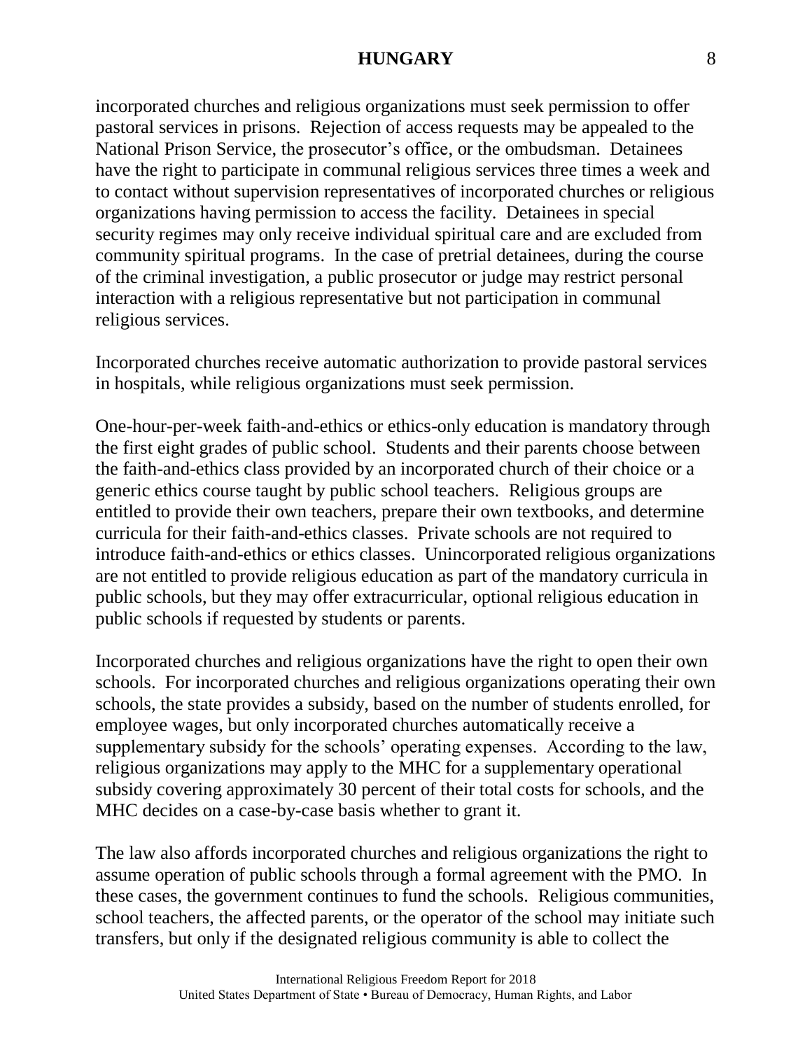incorporated churches and religious organizations must seek permission to offer pastoral services in prisons. Rejection of access requests may be appealed to the National Prison Service, the prosecutor's office, or the ombudsman. Detainees have the right to participate in communal religious services three times a week and to contact without supervision representatives of incorporated churches or religious organizations having permission to access the facility. Detainees in special security regimes may only receive individual spiritual care and are excluded from community spiritual programs. In the case of pretrial detainees, during the course of the criminal investigation, a public prosecutor or judge may restrict personal interaction with a religious representative but not participation in communal religious services.

Incorporated churches receive automatic authorization to provide pastoral services in hospitals, while religious organizations must seek permission.

One-hour-per-week faith-and-ethics or ethics-only education is mandatory through the first eight grades of public school. Students and their parents choose between the faith-and-ethics class provided by an incorporated church of their choice or a generic ethics course taught by public school teachers. Religious groups are entitled to provide their own teachers, prepare their own textbooks, and determine curricula for their faith-and-ethics classes. Private schools are not required to introduce faith-and-ethics or ethics classes. Unincorporated religious organizations are not entitled to provide religious education as part of the mandatory curricula in public schools, but they may offer extracurricular, optional religious education in public schools if requested by students or parents.

Incorporated churches and religious organizations have the right to open their own schools. For incorporated churches and religious organizations operating their own schools, the state provides a subsidy, based on the number of students enrolled, for employee wages, but only incorporated churches automatically receive a supplementary subsidy for the schools' operating expenses. According to the law, religious organizations may apply to the MHC for a supplementary operational subsidy covering approximately 30 percent of their total costs for schools, and the MHC decides on a case-by-case basis whether to grant it.

The law also affords incorporated churches and religious organizations the right to assume operation of public schools through a formal agreement with the PMO. In these cases, the government continues to fund the schools. Religious communities, school teachers, the affected parents, or the operator of the school may initiate such transfers, but only if the designated religious community is able to collect the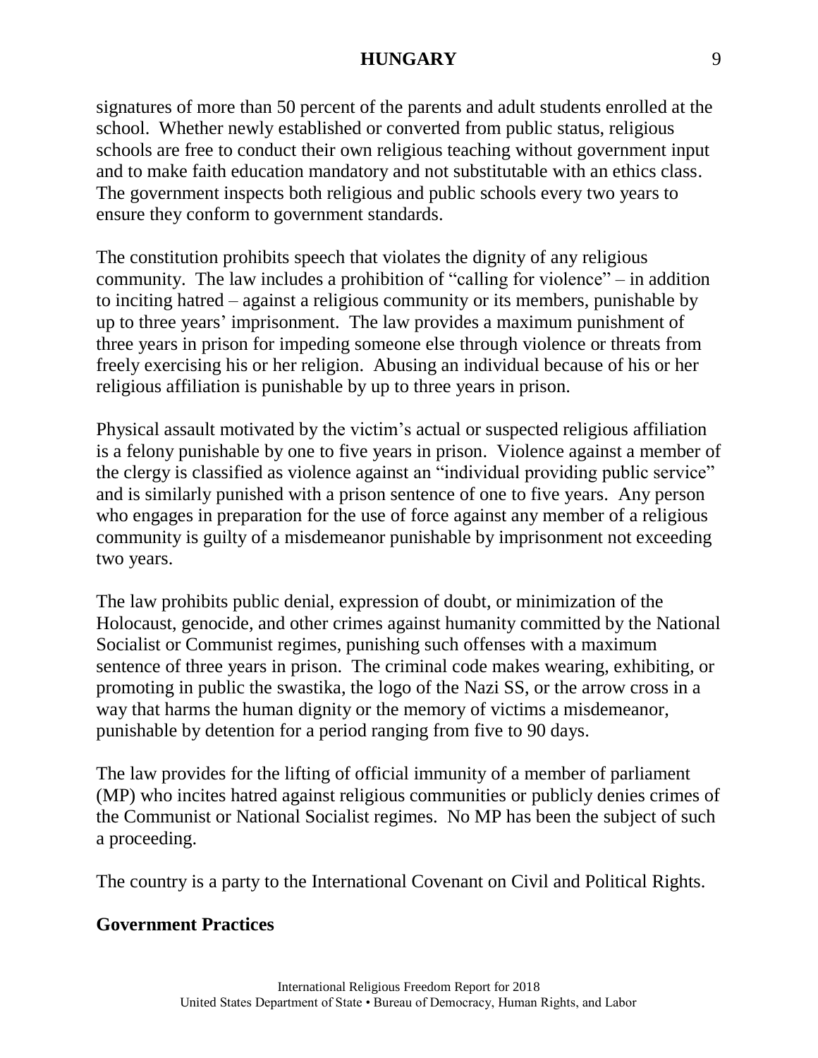signatures of more than 50 percent of the parents and adult students enrolled at the school. Whether newly established or converted from public status, religious schools are free to conduct their own religious teaching without government input and to make faith education mandatory and not substitutable with an ethics class. The government inspects both religious and public schools every two years to ensure they conform to government standards.

The constitution prohibits speech that violates the dignity of any religious community. The law includes a prohibition of "calling for violence" – in addition to inciting hatred – against a religious community or its members, punishable by up to three years' imprisonment. The law provides a maximum punishment of three years in prison for impeding someone else through violence or threats from freely exercising his or her religion. Abusing an individual because of his or her religious affiliation is punishable by up to three years in prison.

Physical assault motivated by the victim's actual or suspected religious affiliation is a felony punishable by one to five years in prison. Violence against a member of the clergy is classified as violence against an "individual providing public service" and is similarly punished with a prison sentence of one to five years. Any person who engages in preparation for the use of force against any member of a religious community is guilty of a misdemeanor punishable by imprisonment not exceeding two years.

The law prohibits public denial, expression of doubt, or minimization of the Holocaust, genocide, and other crimes against humanity committed by the National Socialist or Communist regimes, punishing such offenses with a maximum sentence of three years in prison. The criminal code makes wearing, exhibiting, or promoting in public the swastika, the logo of the Nazi SS, or the arrow cross in a way that harms the human dignity or the memory of victims a misdemeanor, punishable by detention for a period ranging from five to 90 days.

The law provides for the lifting of official immunity of a member of parliament (MP) who incites hatred against religious communities or publicly denies crimes of the Communist or National Socialist regimes. No MP has been the subject of such a proceeding.

The country is a party to the International Covenant on Civil and Political Rights.

## Government Practices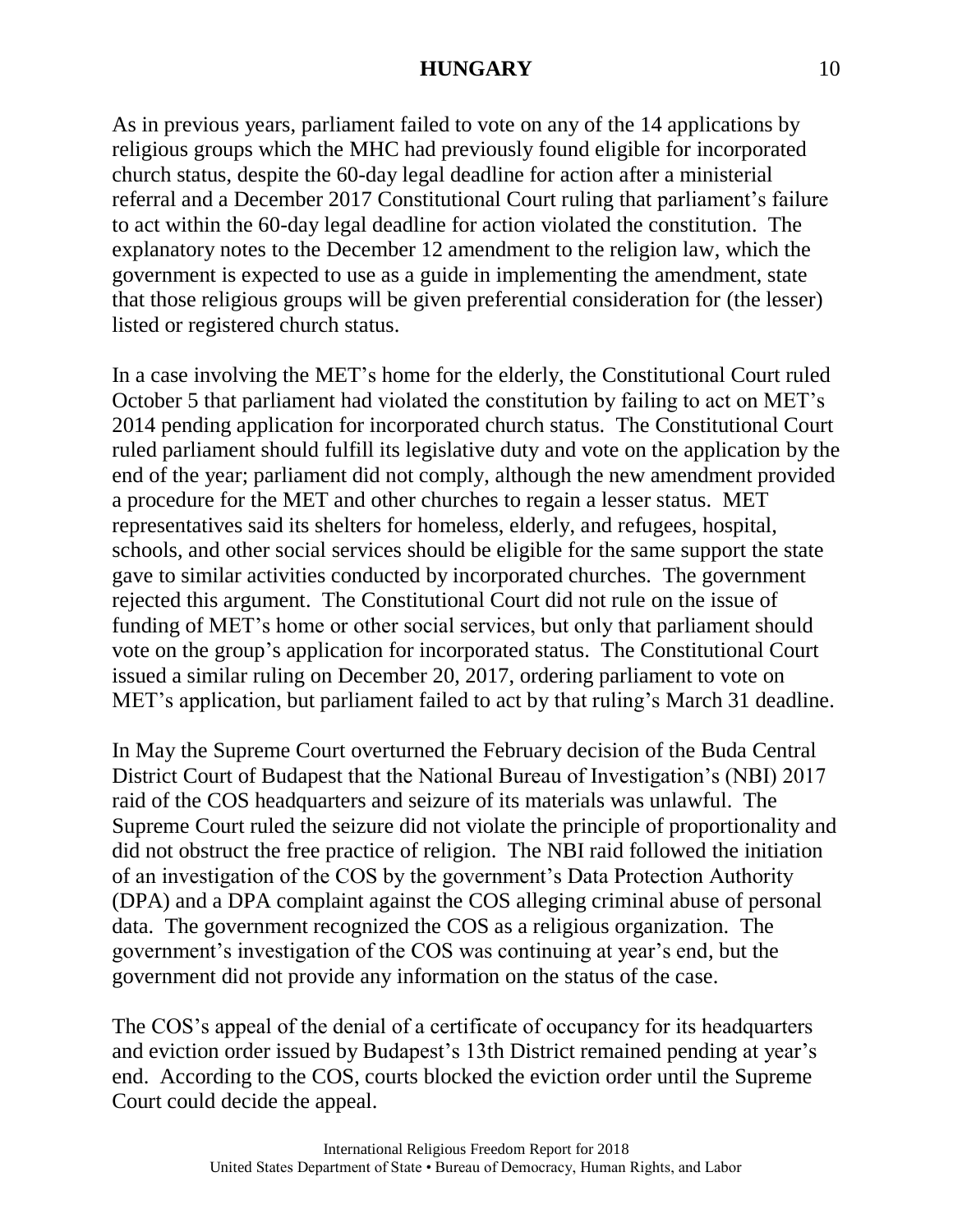As in previous years, parliament failed to vote on any of the 14 applications by religious groups which the MHC had previously found eligible for incorporated church status, despite the 60-day legal deadline for action after a ministerial referral and a December 2017 Constitutional Court ruling that parliament's failure to act within the 60-day legal deadline for action violated the constitution. The explanatory notes to the December 12 amendment to the religion law, which the government is expected to use as a guide in implementing the amendment, state that those religious groups will be given preferential consideration for (the lesser) listed or registered church status.

In a case involving the MET's home for the elderly, the Constitutional Court ruled October 5 that parliament had violated the constitution by failing to act on MET's 2014 pending application for incorporated church status. The Constitutional Court ruled parliament should fulfill its legislative duty and vote on the application by the end of the year; parliament did not comply, although the new amendment provided a procedure for the MET and other churches to regain a lesser status. MET representatives said its shelters for homeless, elderly, and refugees, hospital, schools, and other social services should be eligible for the same support the state gave to similar activities conducted by incorporated churches. The government rejected this argument. The Constitutional Court did not rule on the issue of funding of MET's home or other social services, but only that parliament should vote on the group's application for incorporated status. The Constitutional Court issued a similar ruling on December 20, 2017, ordering parliament to vote on MET's application, but parliament failed to act by that ruling's March 31 deadline.

In May the Supreme Court overturned the February decision of the Buda Central District Court of Budapest that the National Bureau of Investigation's (NBI) 2017 raid of the COS headquarters and seizure of its materials was unlawful. The Supreme Court ruled the seizure did not violate the principle of proportionality and did not obstruct the free practice of religion. The NBI raid followed the initiation of an investigation of the COS by the government's Data Protection Authority (DPA) and a DPA complaint against the COS alleging criminal abuse of personal data. The government recognized the COS as a religious organization. The government's investigation of the COS was continuing at year's end, but the government did not provide any information on the status of the case.

The COS's appeal of the denial of a certificate of occupancy for its headquarters and eviction order issued by Budapest's 13th District remained pending at year's end. According to the COS, courts blocked the eviction order until the Supreme Court could decide the appeal.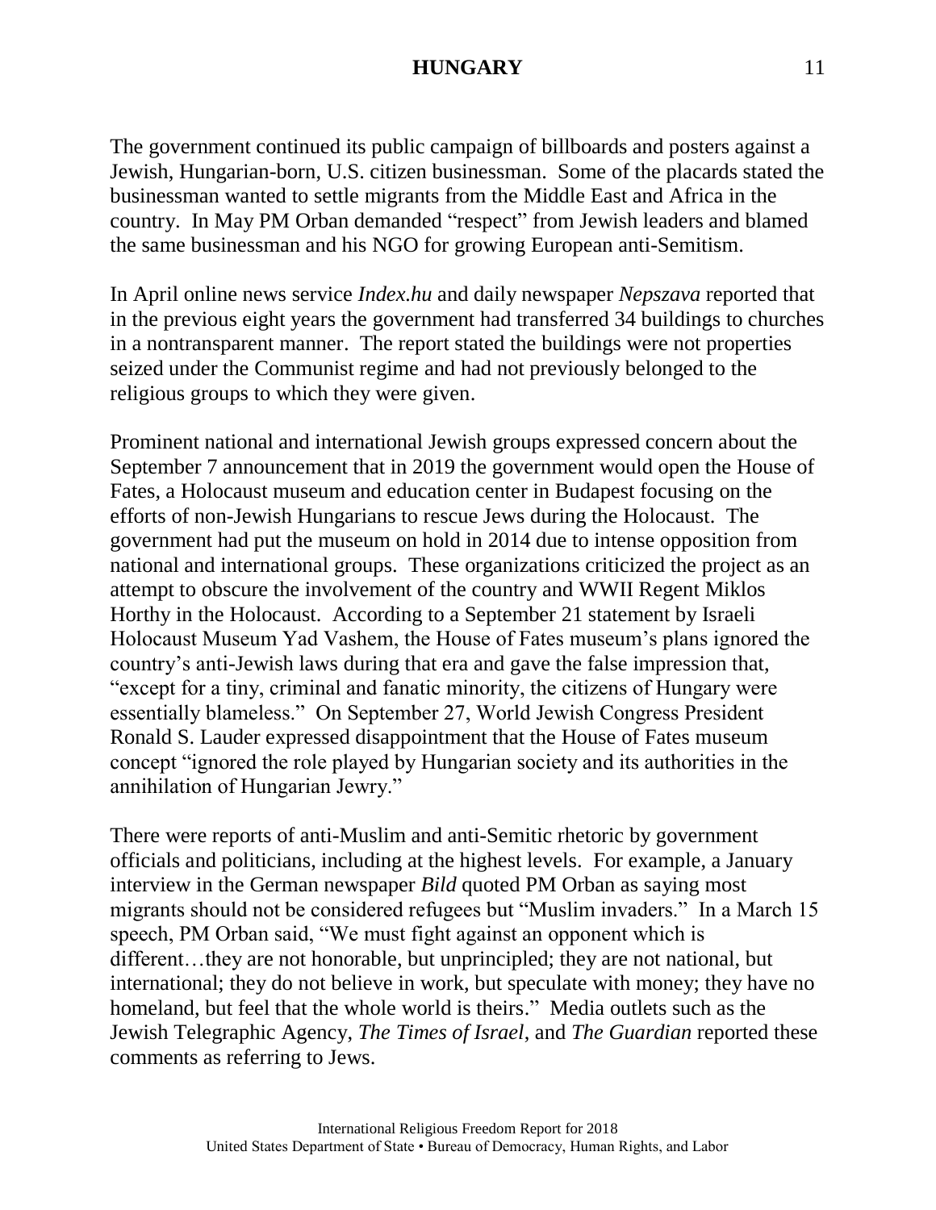The government continued its public campaign of billboards and posters against a Jewish, Hungarian-born, U.S. citizen businessman. Some of the placards stated the businessman wanted to settle migrants from the Middle East and Africa in the country. In May PM Orban demanded "respect" from Jewish leaders and blamed the same businessman and his NGO for growing European anti-Semitism.

In April online news service *Index.hu* and daily newspaper *Nepszava* reported that in the previous eight years the government had transferred 34 buildings to churches in a nontransparent manner. The report stated the buildings were not properties seized under the Communist regime and had not previously belonged to the religious groups to which they were given.

Prominent national and international Jewish groups expressed concern about the September 7 announcement that in 2019 the government would open the House of Fates, a Holocaust museum and education center in Budapest focusing on the efforts of non-Jewish Hungarians to rescue Jews during the Holocaust. The government had put the museum on hold in 2014 due to intense opposition from national and international groups. These organizations criticized the project as an attempt to obscure the involvement of the country and WWII Regent Miklos Horthy in the Holocaust. According to a September 21 statement by Israeli Holocaust Museum Yad Vashem, the House of Fates museum's plans ignored the country's anti-Jewish laws during that era and gave the false impression that, "except for a tiny, criminal and fanatic minority, the citizens of Hungary were essentially blameless." On September 27, World Jewish Congress President Ronald S. Lauder expressed disappointment that the House of Fates museum concept "ignored the role played by Hungarian society and its authorities in the annihilation of Hungarian Jewry."

There were reports of anti-Muslim and anti-Semitic rhetoric by government officials and politicians, including at the highest levels. For example, a January interview in the German newspaper *Bild* quoted PM Orban as saying most migrants should not be considered refugees but "Muslim invaders." In a March 15 speech, PM Orban said, "We must fight against an opponent which is different…they are not honorable, but unprincipled; they are not national, but international; they do not believe in work, but speculate with money; they have no homeland, but feel that the whole world is theirs." Media outlets such as the Jewish Telegraphic Agency, *The Times of Israel*, and *The Guardian* reported these comments as referring to Jews.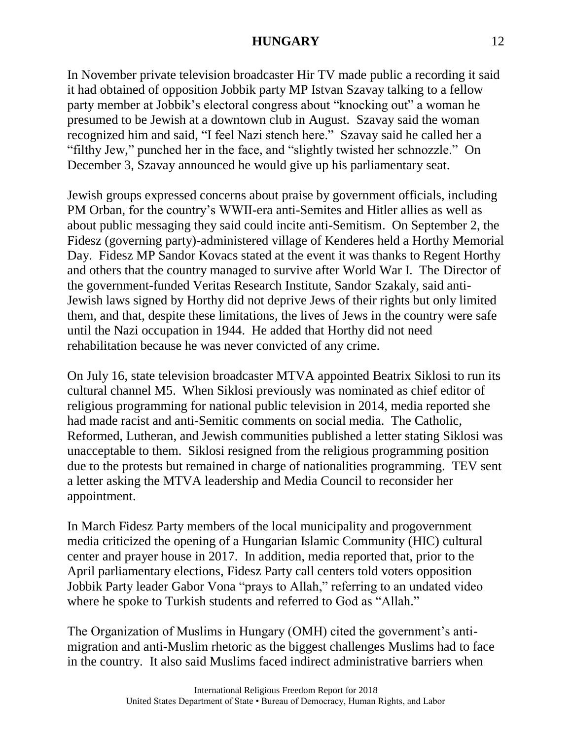In November private television broadcaster Hir TV made public a recording it said it had obtained of opposition Jobbik party MP Istvan Szavay talking to a fellow party member at Jobbik's electoral congress about "knocking out" a woman he presumed to be Jewish at a downtown club in August. Szavay said the woman recognized him and said, "I feel Nazi stench here." Szavay said he called her a "filthy Jew," punched her in the face, and "slightly twisted her schnozzle." On December 3, Szavay announced he would give up his parliamentary seat.

Jewish groups expressed concerns about praise by government officials, including PM Orban, for the country's WWII-era anti-Semites and Hitler allies as well as about public messaging they said could incite anti-Semitism. On September 2, the Fidesz (governing party)-administered village of Kenderes held a Horthy Memorial Day. Fidesz MP Sandor Kovacs stated at the event it was thanks to Regent Horthy and others that the country managed to survive after World War I. The Director of the government-funded Veritas Research Institute, Sandor Szakaly, said anti-Jewish laws signed by Horthy did not deprive Jews of their rights but only limited them, and that, despite these limitations, the lives of Jews in the country were safe until the Nazi occupation in 1944. He added that Horthy did not need rehabilitation because he was never convicted of any crime.

On July 16, state television broadcaster MTVA appointed Beatrix Siklosi to run its cultural channel M5. When Siklosi previously was nominated as chief editor of religious programming for national public television in 2014, media reported she had made racist and anti-Semitic comments on social media. The Catholic, Reformed, Lutheran, and Jewish communities published a letter stating Siklosi was unacceptable to them. Siklosi resigned from the religious programming position due to the protests but remained in charge of nationalities programming. TEV sent a letter asking the MTVA leadership and Media Council to reconsider her appointment.

In March Fidesz Party members of the local municipality and progovernment media criticized the opening of a Hungarian Islamic Community (HIC) cultural center and prayer house in 2017. In addition, media reported that, prior to the April parliamentary elections, Fidesz Party call centers told voters opposition Jobbik Party leader Gabor Vona "prays to Allah," referring to an undated video where he spoke to Turkish students and referred to God as "Allah."

The Organization of Muslims in Hungary (OMH) cited the government's anti-migration and anti-Muslim rhetoric as the biggest challenges Muslims had to face in the country. It also said Muslims faced indirect administrative barriers when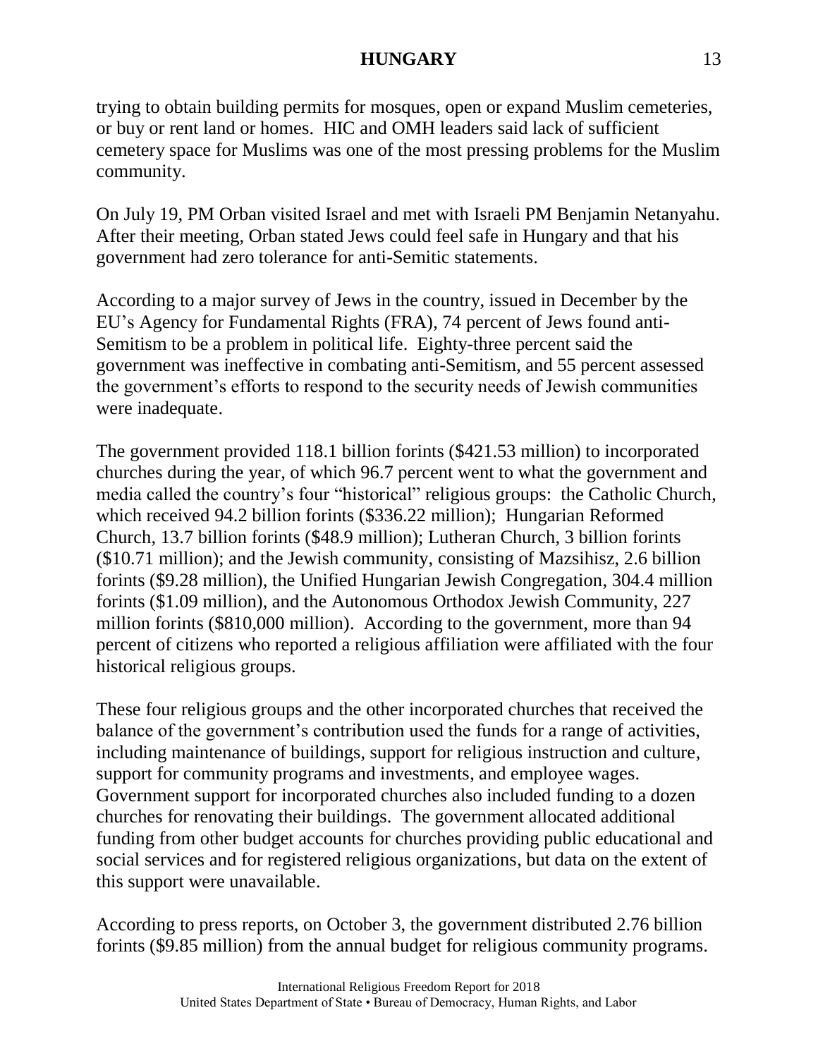trying to obtain building permits for mosques, open or expand Muslim cemeteries, or buy or rent land or homes. HIC and OMH leaders said lack of sufficient cemetery space for Muslims was one of the most pressing problems for the Muslim community.

On July 19, PM Orban visited Israel and met with Israeli PM Benjamin Netanyahu. After their meeting, Orban stated Jews could feel safe in Hungary and that his government had zero tolerance for anti-Semitic statements.

According to a major survey of Jews in the country, issued in December by the EU's Agency for Fundamental Rights (FRA), 74 percent of Jews found anti-Semitism to be a problem in political life. Eighty-three percent said the government was ineffective in combating anti-Semitism, and 55 percent assessed the government's efforts to respond to the security needs of Jewish communities were inadequate.

The government provided 118.1 billion forints ($421.53 million) to incorporated churches during the year, of which 96.7 percent went to what the government and media called the country's four "historical" religious groups: the Catholic Church, which received 94.2 billion forints ($336.22 million); Hungarian Reformed Church, 13.7 billion forints ($48.9 million); Lutheran Church, 3 billion forints ($10.71 million); and the Jewish community, consisting of Mazsihisz, 2.6 billion forints ($9.28 million), the Unified Hungarian Jewish Congregation, 304.4 million forints ($1.09 million), and the Autonomous Orthodox Jewish Community, 227 million forints ($810,000 million). According to the government, more than 94 percent of citizens who reported a religious affiliation were affiliated with the four historical religious groups.

These four religious groups and the other incorporated churches that received the balance of the government's contribution used the funds for a range of activities, including maintenance of buildings, support for religious instruction and culture, support for community programs and investments, and employee wages. Government support for incorporated churches also included funding to a dozen churches for renovating their buildings. The government allocated additional funding from other budget accounts for churches providing public educational and social services and for registered religious organizations, but data on the extent of this support were unavailable.

According to press reports, on October 3, the government distributed 2.76 billion forints ($9.85 million) from the annual budget for religious community programs.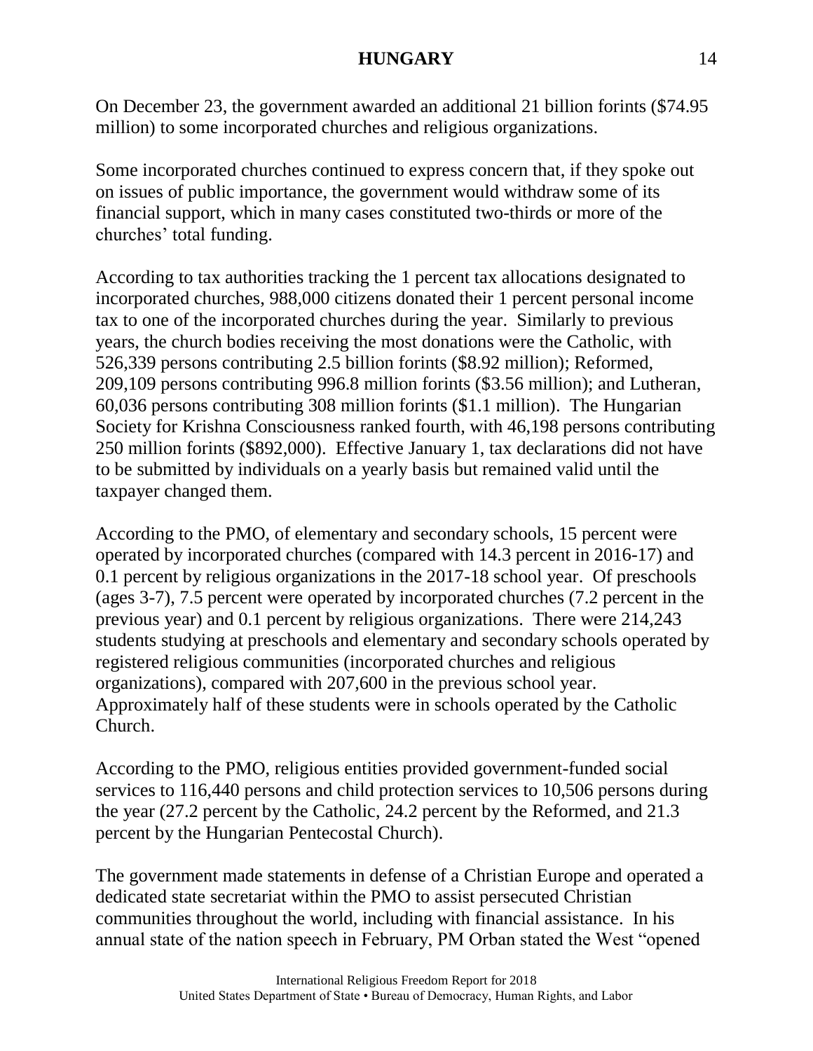On December 23, the government awarded an additional 21 billion forints ($74.95 million) to some incorporated churches and religious organizations.

Some incorporated churches continued to express concern that, if they spoke out on issues of public importance, the government would withdraw some of its financial support, which in many cases constituted two-thirds or more of the churches' total funding.

According to tax authorities tracking the 1 percent tax allocations designated to incorporated churches, 988,000 citizens donated their 1 percent personal income tax to one of the incorporated churches during the year. Similarly to previous years, the church bodies receiving the most donations were the Catholic, with 526,339 persons contributing 2.5 billion forints ($8.92 million); Reformed, 209,109 persons contributing 996.8 million forints ($3.56 million); and Lutheran, 60,036 persons contributing 308 million forints ($1.1 million). The Hungarian Society for Krishna Consciousness ranked fourth, with 46,198 persons contributing 250 million forints ($892,000). Effective January 1, tax declarations did not have to be submitted by individuals on a yearly basis but remained valid until the taxpayer changed them.

According to the PMO, of elementary and secondary schools, 15 percent were operated by incorporated churches (compared with 14.3 percent in 2016-17) and 0.1 percent by religious organizations in the 2017-18 school year. Of preschools (ages 3-7), 7.5 percent were operated by incorporated churches (7.2 percent in the previous year) and 0.1 percent by religious organizations. There were 214,243 students studying at preschools and elementary and secondary schools operated by registered religious communities (incorporated churches and religious organizations), compared with 207,600 in the previous school year. Approximately half of these students were in schools operated by the Catholic Church.

According to the PMO, religious entities provided government-funded social services to 116,440 persons and child protection services to 10,506 persons during the year (27.2 percent by the Catholic, 24.2 percent by the Reformed, and 21.3 percent by the Hungarian Pentecostal Church).

The government made statements in defense of a Christian Europe and operated a dedicated state secretariat within the PMO to assist persecuted Christian communities throughout the world, including with financial assistance. In his annual state of the nation speech in February, PM Orban stated the West "opened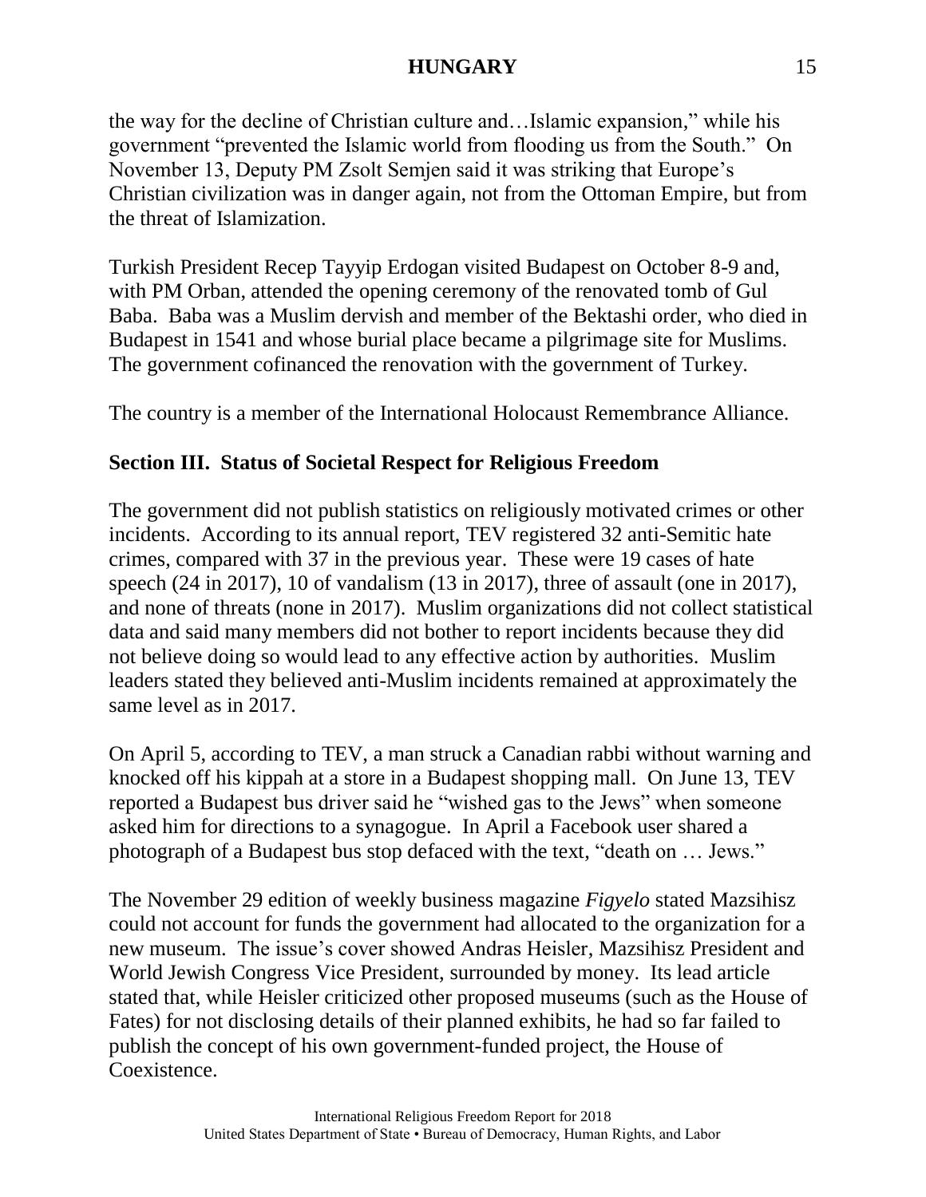the way for the decline of Christian culture and…Islamic expansion," while his government "prevented the Islamic world from flooding us from the South." On November 13, Deputy PM Zsolt Semjen said it was striking that Europe's Christian civilization was in danger again, not from the Ottoman Empire, but from the threat of Islamization.

Turkish President Recep Tayyip Erdogan visited Budapest on October 8-9 and, with PM Orban, attended the opening ceremony of the renovated tomb of Gul Baba. Baba was a Muslim dervish and member of the Bektashi order, who died in Budapest in 1541 and whose burial place became a pilgrimage site for Muslims. The government cofinanced the renovation with the government of Turkey.

The country is a member of the International Holocaust Remembrance Alliance.

## Section III. Status of Societal Respect for Religious Freedom

The government did not publish statistics on religiously motivated crimes or other incidents. According to its annual report, TEV registered 32 anti-Semitic hate crimes, compared with 37 in the previous year. These were 19 cases of hate speech (24 in 2017), 10 of vandalism (13 in 2017), three of assault (one in 2017), and none of threats (none in 2017). Muslim organizations did not collect statistical data and said many members did not bother to report incidents because they did not believe doing so would lead to any effective action by authorities. Muslim leaders stated they believed anti-Muslim incidents remained at approximately the same level as in 2017.

On April 5, according to TEV, a man struck a Canadian rabbi without warning and knocked off his kippah at a store in a Budapest shopping mall. On June 13, TEV reported a Budapest bus driver said he "wished gas to the Jews" when someone asked him for directions to a synagogue. In April a Facebook user shared a photograph of a Budapest bus stop defaced with the text, "death on … Jews."

The November 29 edition of weekly business magazine *Figyelo* stated Mazsihisz could not account for funds the government had allocated to the organization for a new museum. The issue's cover showed Andras Heisler, Mazsihisz President and World Jewish Congress Vice President, surrounded by money. Its lead article stated that, while Heisler criticized other proposed museums (such as the House of Fates) for not disclosing details of their planned exhibits, he had so far failed to publish the concept of his own government-funded project, the House of Coexistence.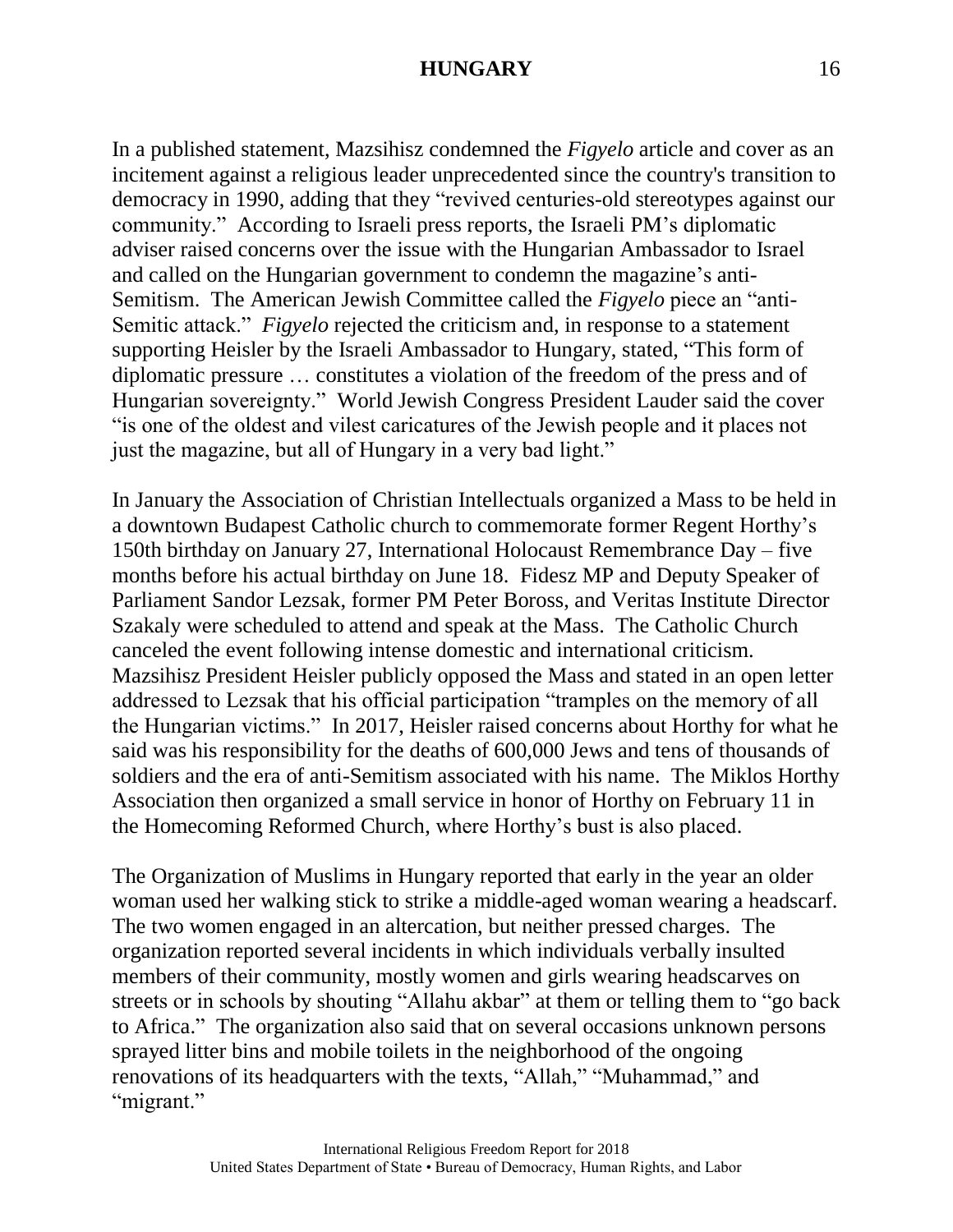In a published statement, Mazsihisz condemned the *Figyelo* article and cover as an incitement against a religious leader unprecedented since the country's transition to democracy in 1990, adding that they "revived centuries-old stereotypes against our community." According to Israeli press reports, the Israeli PM's diplomatic adviser raised concerns over the issue with the Hungarian Ambassador to Israel and called on the Hungarian government to condemn the magazine's anti-Semitism. The American Jewish Committee called the *Figyelo* piece an "anti-Semitic attack." *Figyelo* rejected the criticism and, in response to a statement supporting Heisler by the Israeli Ambassador to Hungary, stated, "This form of diplomatic pressure … constitutes a violation of the freedom of the press and of Hungarian sovereignty." World Jewish Congress President Lauder said the cover "is one of the oldest and vilest caricatures of the Jewish people and it places not just the magazine, but all of Hungary in a very bad light."

In January the Association of Christian Intellectuals organized a Mass to be held in a downtown Budapest Catholic church to commemorate former Regent Horthy's 150th birthday on January 27, International Holocaust Remembrance Day – five months before his actual birthday on June 18. Fidesz MP and Deputy Speaker of Parliament Sandor Lezsak, former PM Peter Boross, and Veritas Institute Director Szakaly were scheduled to attend and speak at the Mass. The Catholic Church canceled the event following intense domestic and international criticism. Mazsihisz President Heisler publicly opposed the Mass and stated in an open letter addressed to Lezsak that his official participation "tramples on the memory of all the Hungarian victims." In 2017, Heisler raised concerns about Horthy for what he said was his responsibility for the deaths of 600,000 Jews and tens of thousands of soldiers and the era of anti-Semitism associated with his name. The Miklos Horthy Association then organized a small service in honor of Horthy on February 11 in the Homecoming Reformed Church, where Horthy's bust is also placed.

The Organization of Muslims in Hungary reported that early in the year an older woman used her walking stick to strike a middle-aged woman wearing a headscarf. The two women engaged in an altercation, but neither pressed charges. The organization reported several incidents in which individuals verbally insulted members of their community, mostly women and girls wearing headscarves on streets or in schools by shouting "Allahu akbar" at them or telling them to "go back to Africa." The organization also said that on several occasions unknown persons sprayed litter bins and mobile toilets in the neighborhood of the ongoing renovations of its headquarters with the texts, "Allah," "Muhammad," and "migrant."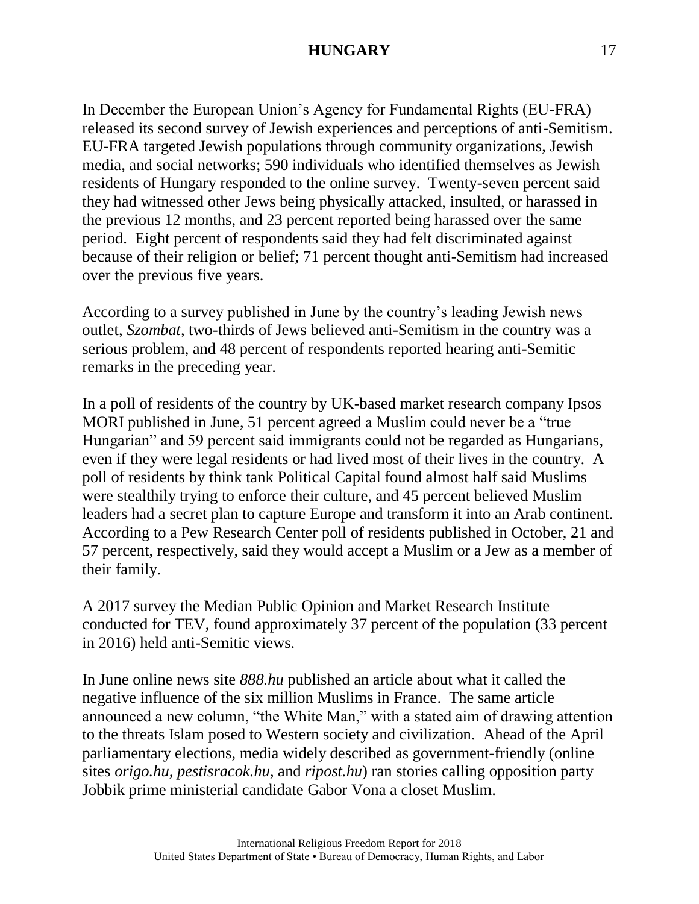In December the European Union's Agency for Fundamental Rights (EU-FRA) released its second survey of Jewish experiences and perceptions of anti-Semitism. EU-FRA targeted Jewish populations through community organizations, Jewish media, and social networks; 590 individuals who identified themselves as Jewish residents of Hungary responded to the online survey. Twenty-seven percent said they had witnessed other Jews being physically attacked, insulted, or harassed in the previous 12 months, and 23 percent reported being harassed over the same period. Eight percent of respondents said they had felt discriminated against because of their religion or belief; 71 percent thought anti-Semitism had increased over the previous five years.

According to a survey published in June by the country's leading Jewish news outlet, *Szombat*, two-thirds of Jews believed anti-Semitism in the country was a serious problem, and 48 percent of respondents reported hearing anti-Semitic remarks in the preceding year.

In a poll of residents of the country by UK-based market research company Ipsos MORI published in June, 51 percent agreed a Muslim could never be a "true Hungarian" and 59 percent said immigrants could not be regarded as Hungarians, even if they were legal residents or had lived most of their lives in the country. A poll of residents by think tank Political Capital found almost half said Muslims were stealthily trying to enforce their culture, and 45 percent believed Muslim leaders had a secret plan to capture Europe and transform it into an Arab continent. According to a Pew Research Center poll of residents published in October, 21 and 57 percent, respectively, said they would accept a Muslim or a Jew as a member of their family.

A 2017 survey the Median Public Opinion and Market Research Institute conducted for TEV, found approximately 37 percent of the population (33 percent in 2016) held anti-Semitic views.

In June online news site *888.hu* published an article about what it called the negative influence of the six million Muslims in France. The same article announced a new column, "the White Man," with a stated aim of drawing attention to the threats Islam posed to Western society and civilization. Ahead of the April parliamentary elections, media widely described as government-friendly (online sites *origo.hu*, *pestisracok.hu*, and *ripost.hu*) ran stories calling opposition party Jobbik prime ministerial candidate Gabor Vona a closet Muslim.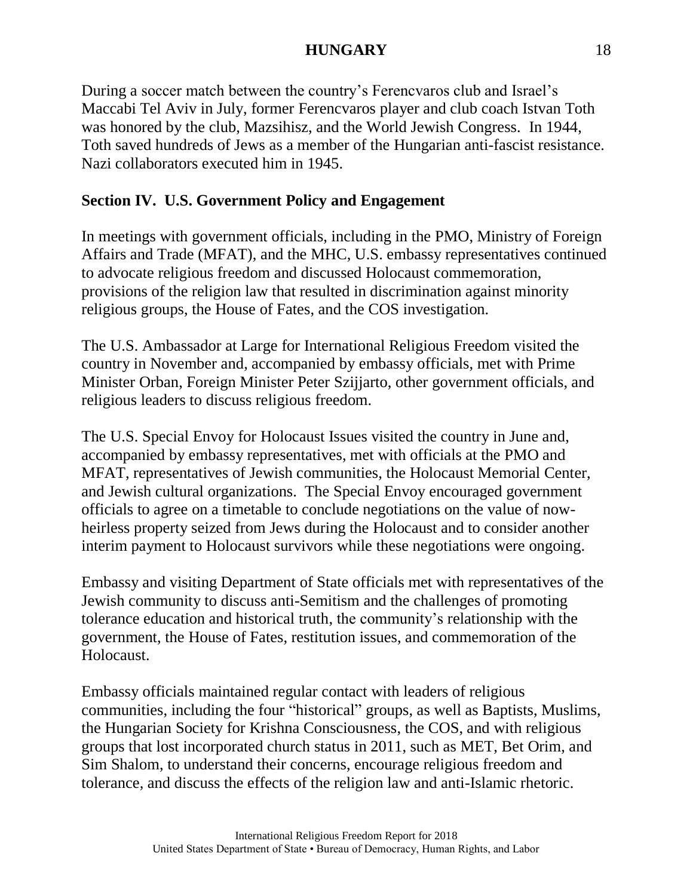During a soccer match between the country's Ferencvaros club and Israel's Maccabi Tel Aviv in July, former Ferencvaros player and club coach Istvan Toth was honored by the club, Mazsihisz, and the World Jewish Congress. In 1944, Toth saved hundreds of Jews as a member of the Hungarian anti-fascist resistance. Nazi collaborators executed him in 1945.

## Section IV. U.S. Government Policy and Engagement

In meetings with government officials, including in the PMO, Ministry of Foreign Affairs and Trade (MFAT), and the MHC, U.S. embassy representatives continued to advocate religious freedom and discussed Holocaust commemoration, provisions of the religion law that resulted in discrimination against minority religious groups, the House of Fates, and the COS investigation.

The U.S. Ambassador at Large for International Religious Freedom visited the country in November and, accompanied by embassy officials, met with Prime Minister Orban, Foreign Minister Peter Szijjarto, other government officials, and religious leaders to discuss religious freedom.

The U.S. Special Envoy for Holocaust Issues visited the country in June and, accompanied by embassy representatives, met with officials at the PMO and MFAT, representatives of Jewish communities, the Holocaust Memorial Center, and Jewish cultural organizations. The Special Envoy encouraged government officials to agree on a timetable to conclude negotiations on the value of now-heirless property seized from Jews during the Holocaust and to consider another interim payment to Holocaust survivors while these negotiations were ongoing.

Embassy and visiting Department of State officials met with representatives of the Jewish community to discuss anti-Semitism and the challenges of promoting tolerance education and historical truth, the community's relationship with the government, the House of Fates, restitution issues, and commemoration of the Holocaust.

Embassy officials maintained regular contact with leaders of religious communities, including the four "historical" groups, as well as Baptists, Muslims, the Hungarian Society for Krishna Consciousness, the COS, and with religious groups that lost incorporated church status in 2011, such as MET, Bet Orim, and Sim Shalom, to understand their concerns, encourage religious freedom and tolerance, and discuss the effects of the religion law and anti-Islamic rhetoric.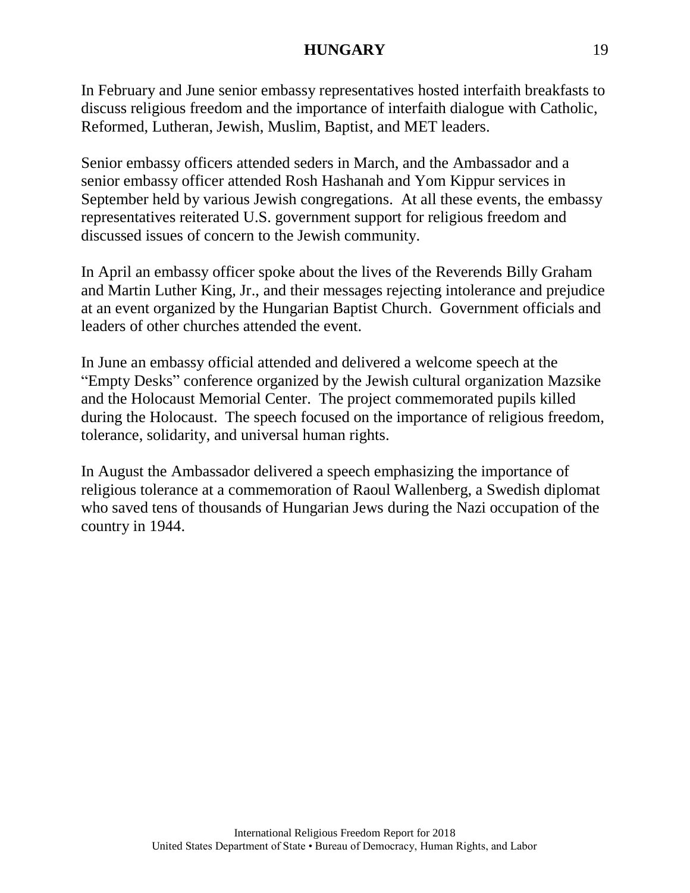In February and June senior embassy representatives hosted interfaith breakfasts to discuss religious freedom and the importance of interfaith dialogue with Catholic, Reformed, Lutheran, Jewish, Muslim, Baptist, and MET leaders.

Senior embassy officers attended seders in March, and the Ambassador and a senior embassy officer attended Rosh Hashanah and Yom Kippur services in September held by various Jewish congregations. At all these events, the embassy representatives reiterated U.S. government support for religious freedom and discussed issues of concern to the Jewish community.

In April an embassy officer spoke about the lives of the Reverends Billy Graham and Martin Luther King, Jr., and their messages rejecting intolerance and prejudice at an event organized by the Hungarian Baptist Church. Government officials and leaders of other churches attended the event.

In June an embassy official attended and delivered a welcome speech at the "Empty Desks" conference organized by the Jewish cultural organization Mazsike and the Holocaust Memorial Center. The project commemorated pupils killed during the Holocaust. The speech focused on the importance of religious freedom, tolerance, solidarity, and universal human rights.

In August the Ambassador delivered a speech emphasizing the importance of religious tolerance at a commemoration of Raoul Wallenberg, a Swedish diplomat who saved tens of thousands of Hungarian Jews during the Nazi occupation of the country in 1944.